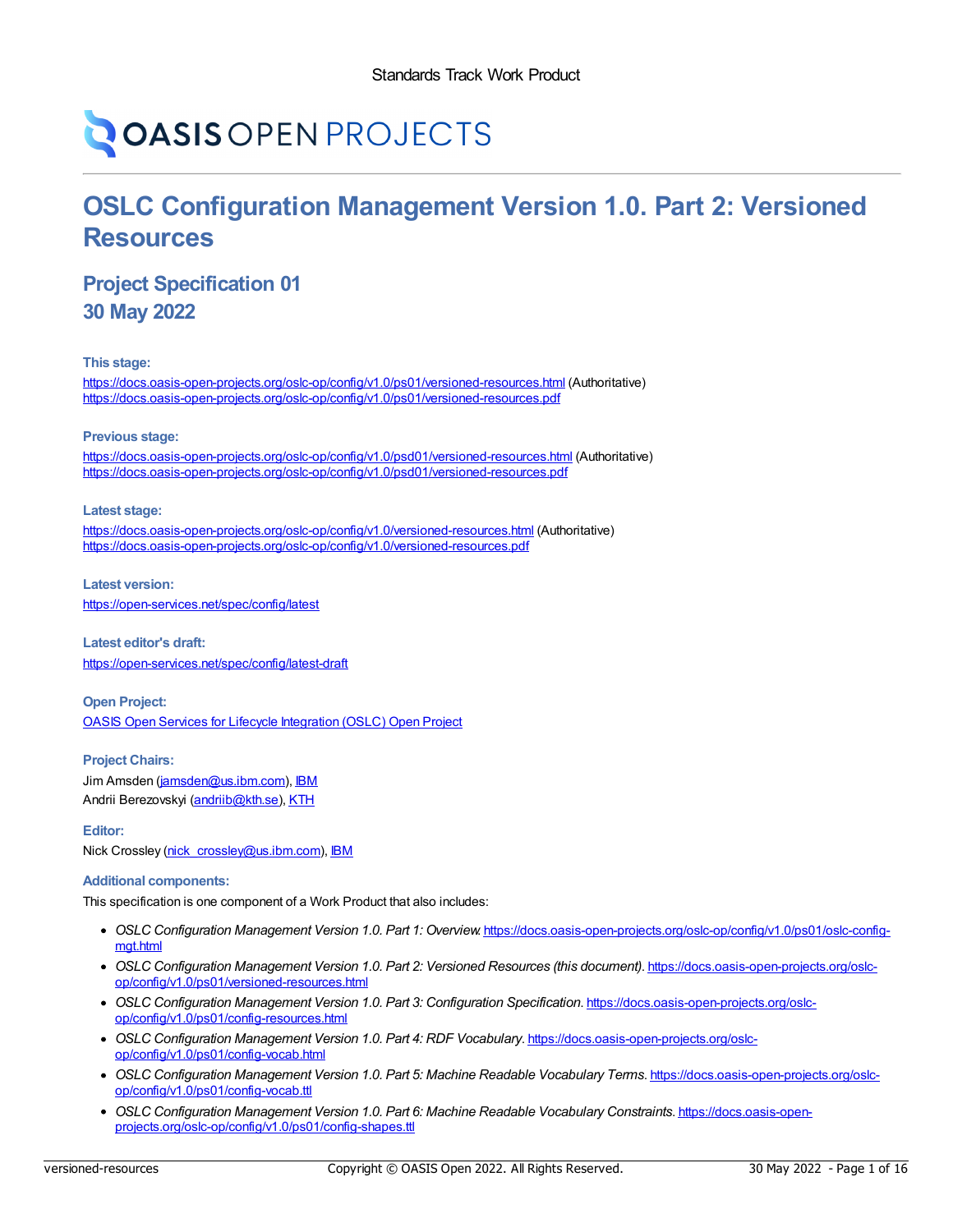Standards Track Work Product

OASIS OPEN PROJECTS

# OSLC Configuration Management Version 1.0. Part 2: Versioned Resources

## Project Specification 01
## 30 May 2022

#### This stage:

https://docs.oasis-open-projects.org/oslc-op/config/v1.0/ps01/versioned-resources.html (Authoritative)
https://docs.oasis-open-projects.org/oslc-op/config/v1.0/ps01/versioned-resources.pdf

#### Previous stage:

https://docs.oasis-open-projects.org/oslc-op/config/v1.0/psd01/versioned-resources.html (Authoritative)
https://docs.oasis-open-projects.org/oslc-op/config/v1.0/psd01/versioned-resources.pdf

#### Latest stage:

https://docs.oasis-open-projects.org/oslc-op/config/v1.0/versioned-resources.html (Authoritative)
https://docs.oasis-open-projects.org/oslc-op/config/v1.0/versioned-resources.pdf

#### Latest version:

https://open-services.net/spec/config/latest

#### Latest editor's draft:

https://open-services.net/spec/config/latest-draft

#### Open Project:

OASIS Open Services for Lifecycle Integration (OSLC) Open Project

#### Project Chairs:

Jim Amsden (jamsden@us.ibm.com), IBM
Andrii Berezovskyi (andriib@kth.se), KTH

#### Editor:

Nick Crossley (nick_crossley@us.ibm.com), IBM

#### Additional components:

This specification is one component of a Work Product that also includes:

- *OSLC Configuration Management Version 1.0. Part 1: Overview.* https://docs.oasis-open-projects.org/oslc-op/config/v1.0/ps01/oslc-config-mgt.html
- *OSLC Configuration Management Version 1.0. Part 2: Versioned Resources (this document).* https://docs.oasis-open-projects.org/oslc-op/config/v1.0/ps01/versioned-resources.html
- *OSLC Configuration Management Version 1.0. Part 3: Configuration Specification.* https://docs.oasis-open-projects.org/oslc-op/config/v1.0/ps01/config-resources.html
- *OSLC Configuration Management Version 1.0. Part 4: RDF Vocabulary.* https://docs.oasis-open-projects.org/oslc-op/config/v1.0/ps01/config-vocab.html
- *OSLC Configuration Management Version 1.0. Part 5: Machine Readable Vocabulary Terms.* https://docs.oasis-open-projects.org/oslc-op/config/v1.0/ps01/config-vocab.ttl
- *OSLC Configuration Management Version 1.0. Part 6: Machine Readable Vocabulary Constraints.* https://docs.oasis-open-projects.org/oslc-op/config/v1.0/ps01/config-shapes.ttl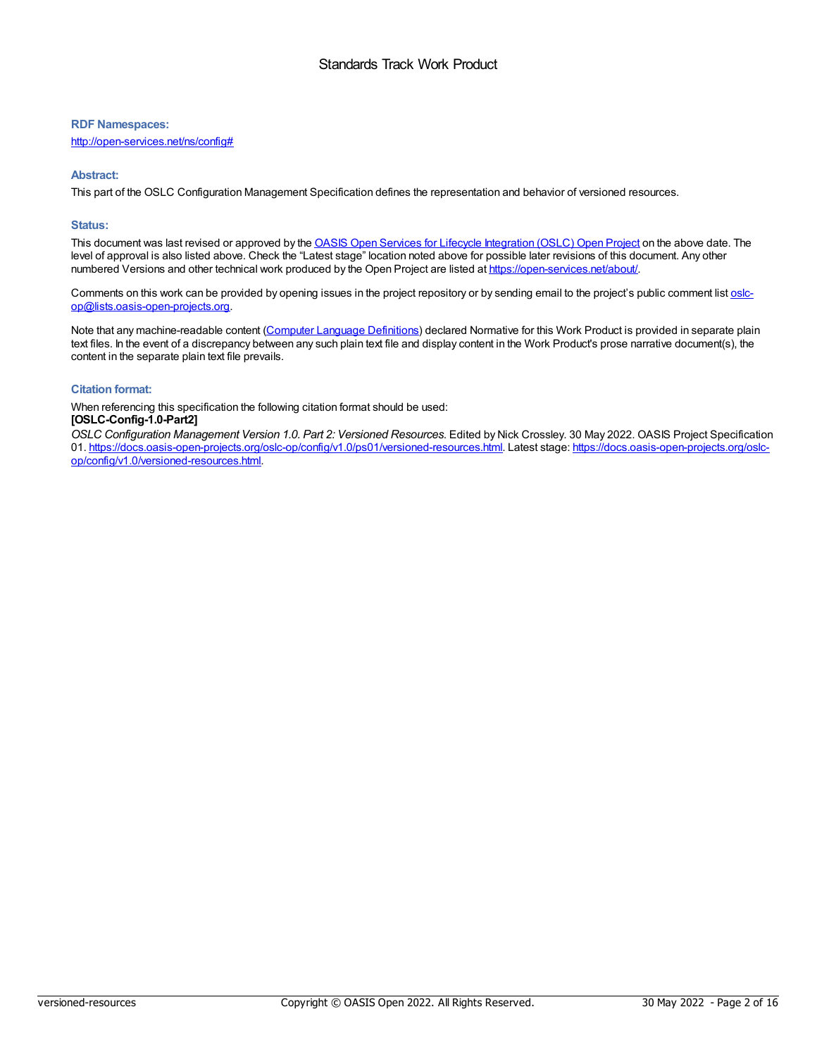Standards Track Work Product

### RDF Namespaces:

[http://open-services.net/ns/config#](http://open-services.net/ns/config#)

### Abstract:

This part of the OSLC Configuration Management Specification defines the representation and behavior of versioned resources.

### Status:

This document was last revised or approved by the [OASIS Open Services for Lifecycle Integration (OSLC) Open Project](https://open-services.net/about/) on the above date. The level of approval is also listed above. Check the "Latest stage" location noted above for possible later revisions of this document. Any other numbered Versions and other technical work produced by the Open Project are listed at [https://open-services.net/about/](https://open-services.net/about/).

Comments on this work can be provided by opening issues in the project repository or by sending email to the project's public comment list [oslc-op@lists.oasis-open-projects.org](mailto:oslc-op@lists.oasis-open-projects.org).

Note that any machine-readable content (Computer Language Definitions) declared Normative for this Work Product is provided in separate plain text files. In the event of a discrepancy between any such plain text file and display content in the Work Product's prose narrative document(s), the content in the separate plain text file prevails.

### Citation format:

When referencing this specification the following citation format should be used:
**[OSLC-Config-1.0-Part2]**
*OSLC Configuration Management Version 1.0. Part 2: Versioned Resources*. Edited by Nick Crossley. 30 May 2022. OASIS Project Specification 01. [https://docs.oasis-open-projects.org/oslc-op/config/v1.0/ps01/versioned-resources.html](https://docs.oasis-open-projects.org/oslc-op/config/v1.0/ps01/versioned-resources.html). Latest stage: [https://docs.oasis-open-projects.org/oslc-op/config/v1.0/versioned-resources.html](https://docs.oasis-open-projects.org/oslc-op/config/v1.0/versioned-resources.html).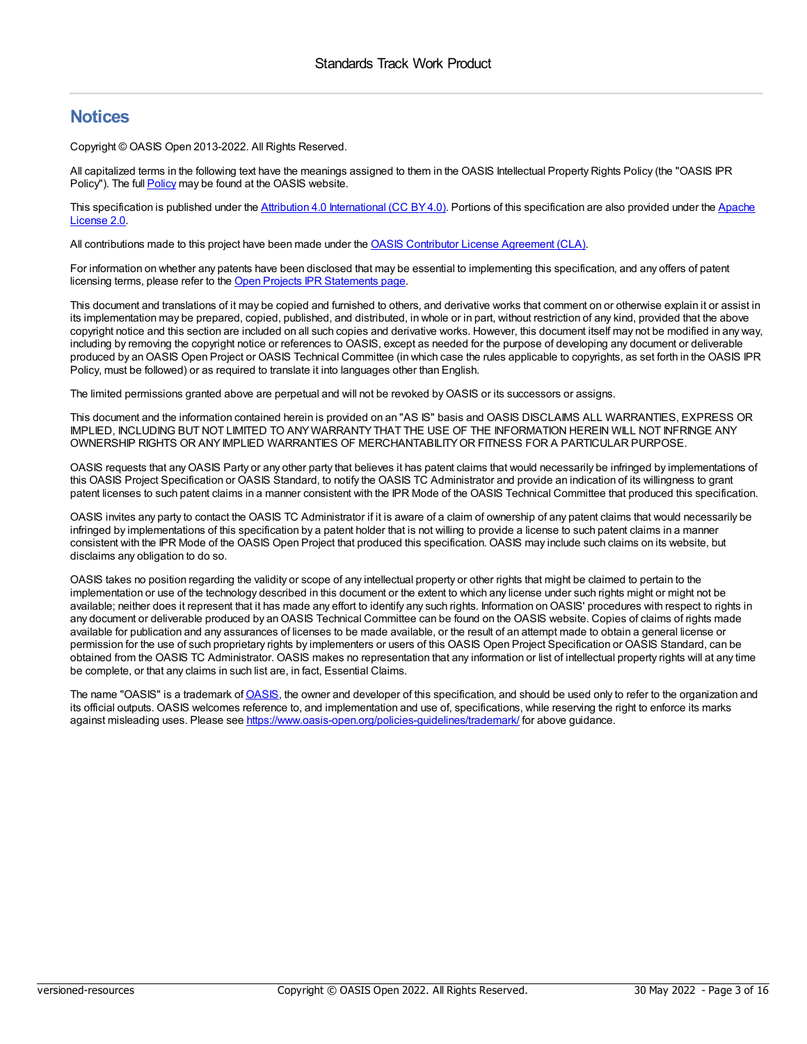## Notices

Copyright © OASIS Open 2013-2022. All Rights Reserved.

All capitalized terms in the following text have the meanings assigned to them in the OASIS Intellectual Property Rights Policy (the "OASIS IPR Policy"). The full Policy may be found at the OASIS website.

This specification is published under the Attribution 4.0 International (CC BY 4.0). Portions of this specification are also provided under the Apache License 2.0.

All contributions made to this project have been made under the OASIS Contributor License Agreement (CLA).

For information on whether any patents have been disclosed that may be essential to implementing this specification, and any offers of patent licensing terms, please refer to the Open Projects IPR Statements page.

This document and translations of it may be copied and furnished to others, and derivative works that comment on or otherwise explain it or assist in its implementation may be prepared, copied, published, and distributed, in whole or in part, without restriction of any kind, provided that the above copyright notice and this section are included on all such copies and derivative works. However, this document itself may not be modified in any way, including by removing the copyright notice or references to OASIS, except as needed for the purpose of developing any document or deliverable produced by an OASIS Open Project or OASIS Technical Committee (in which case the rules applicable to copyrights, as set forth in the OASIS IPR Policy, must be followed) or as required to translate it into languages other than English.

The limited permissions granted above are perpetual and will not be revoked by OASIS or its successors or assigns.

This document and the information contained herein is provided on an "AS IS" basis and OASIS DISCLAIMS ALL WARRANTIES, EXPRESS OR IMPLIED, INCLUDING BUT NOT LIMITED TO ANY WARRANTY THAT THE USE OF THE INFORMATION HEREIN WILL NOT INFRINGE ANY OWNERSHIP RIGHTS OR ANY IMPLIED WARRANTIES OF MERCHANTABILITY OR FITNESS FOR A PARTICULAR PURPOSE.

OASIS requests that any OASIS Party or any other party that believes it has patent claims that would necessarily be infringed by implementations of this OASIS Project Specification or OASIS Standard, to notify the OASIS TC Administrator and provide an indication of its willingness to grant patent licenses to such patent claims in a manner consistent with the IPR Mode of the OASIS Technical Committee that produced this specification.

OASIS invites any party to contact the OASIS TC Administrator if it is aware of a claim of ownership of any patent claims that would necessarily be infringed by implementations of this specification by a patent holder that is not willing to provide a license to such patent claims in a manner consistent with the IPR Mode of the OASIS Open Project that produced this specification. OASIS may include such claims on its website, but disclaims any obligation to do so.

OASIS takes no position regarding the validity or scope of any intellectual property or other rights that might be claimed to pertain to the implementation or use of the technology described in this document or the extent to which any license under such rights might or might not be available; neither does it represent that it has made any effort to identify any such rights. Information on OASIS' procedures with respect to rights in any document or deliverable produced by an OASIS Technical Committee can be found on the OASIS website. Copies of claims of rights made available for publication and any assurances of licenses to be made available, or the result of an attempt made to obtain a general license or permission for the use of such proprietary rights by implementers or users of this OASIS Open Project Specification or OASIS Standard, can be obtained from the OASIS TC Administrator. OASIS makes no representation that any information or list of intellectual property rights will at any time be complete, or that any claims in such list are, in fact, Essential Claims.

The name "OASIS" is a trademark of OASIS, the owner and developer of this specification, and should be used only to refer to the organization and its official outputs. OASIS welcomes reference to, and implementation and use of, specifications, while reserving the right to enforce its marks against misleading uses. Please see https://www.oasis-open.org/policies-guidelines/trademark/ for above guidance.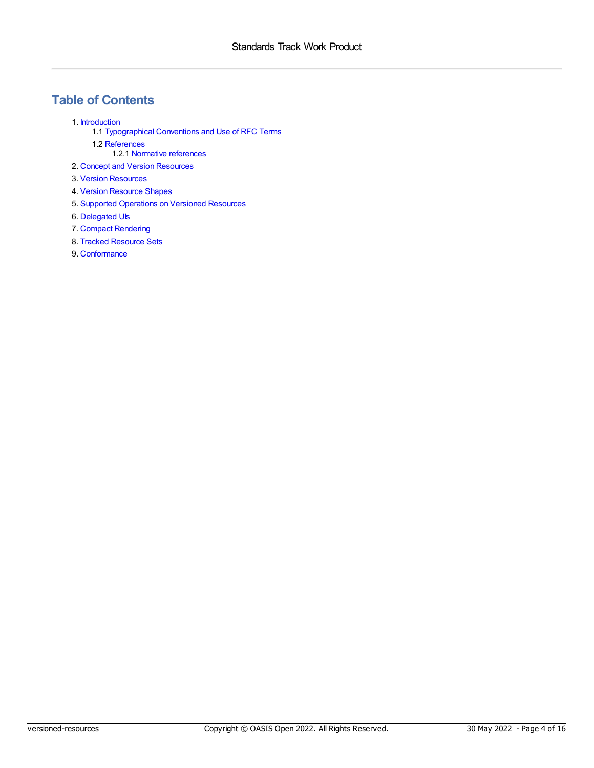# Table of Contents

1. Introduction
    - 1.1 Typographical Conventions and Use of RFC Terms
    - 1.2 References
        - 1.2.1 Normative references
2. Concept and Version Resources
3. Version Resources
4. Version Resource Shapes
5. Supported Operations on Versioned Resources
6. Delegated UIs
7. Compact Rendering
8. Tracked Resource Sets
9. Conformance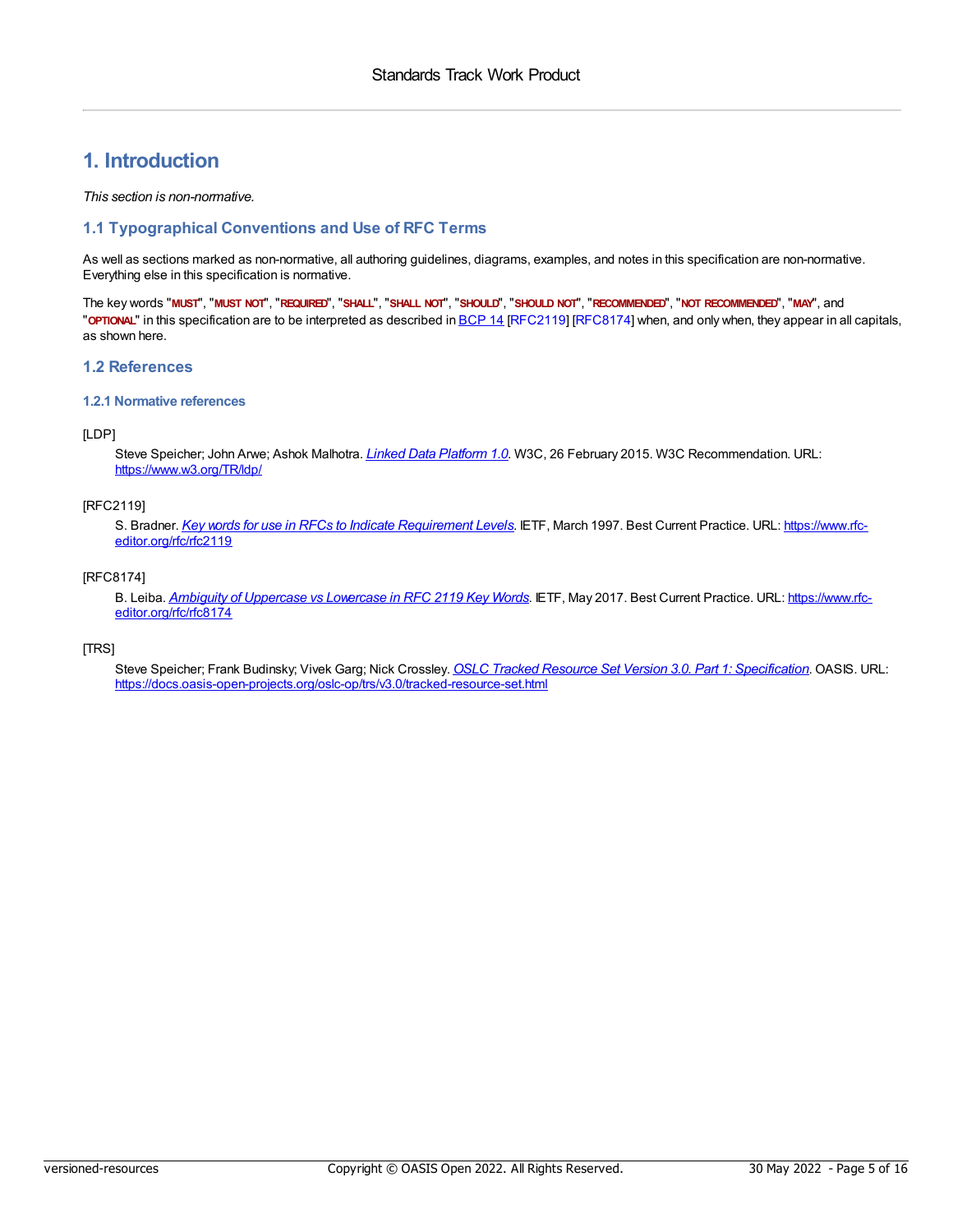# 1. Introduction

*This section is non-normative.*

## 1.1 Typographical Conventions and Use of RFC Terms

As well as sections marked as non-normative, all authoring guidelines, diagrams, examples, and notes in this specification are non-normative. Everything else in this specification is normative.

The key words "**MUST**", "**MUST NOT**", "**REQUIRED**", "**SHALL**", "**SHALL NOT**", "**SHOULD**", "**SHOULD NOT**", "**RECOMMENDED**", "**NOT RECOMMENDED**", "**MAY**", and "**OPTIONAL**" in this specification are to be interpreted as described in BCP 14 [RFC2119] [RFC8174] when, and only when, they appear in all capitals, as shown here.

## 1.2 References

### 1.2.1 Normative references

[LDP]

Steve Speicher; John Arwe; Ashok Malhotra. *Linked Data Platform 1.0*. W3C, 26 February 2015. W3C Recommendation. URL: https://www.w3.org/TR/ldp/

[RFC2119]

S. Bradner. *Key words for use in RFCs to Indicate Requirement Levels*. IETF, March 1997. Best Current Practice. URL: https://www.rfc-editor.org/rfc/rfc2119

[RFC8174]

B. Leiba. *Ambiguity of Uppercase vs Lowercase in RFC 2119 Key Words*. IETF, May 2017. Best Current Practice. URL: https://www.rfc-editor.org/rfc/rfc8174

[TRS]

Steve Speicher; Frank Budinsky; Vivek Garg; Nick Crossley. *OSLC Tracked Resource Set Version 3.0. Part 1: Specification*. OASIS. URL: https://docs.oasis-open-projects.org/oslc-op/trs/v3.0/tracked-resource-set.html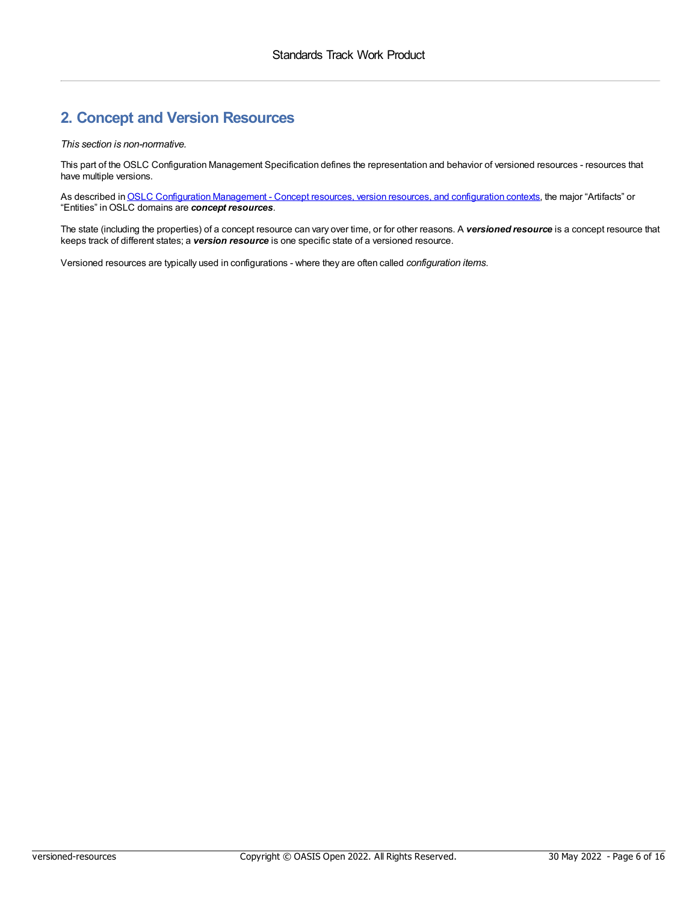## 2. Concept and Version Resources

*This section is non-normative.*

This part of the OSLC Configuration Management Specification defines the representation and behavior of versioned resources - resources that have multiple versions.

As described in OSLC Configuration Management - Concept resources, version resources, and configuration contexts, the major “Artifacts” or “Entities” in OSLC domains are ***concept resources***.

The state (including the properties) of a concept resource can vary over time, or for other reasons. A ***versioned resource*** is a concept resource that keeps track of different states; a ***version resource*** is one specific state of a versioned resource.

Versioned resources are typically used in configurations - where they are often called *configuration items*.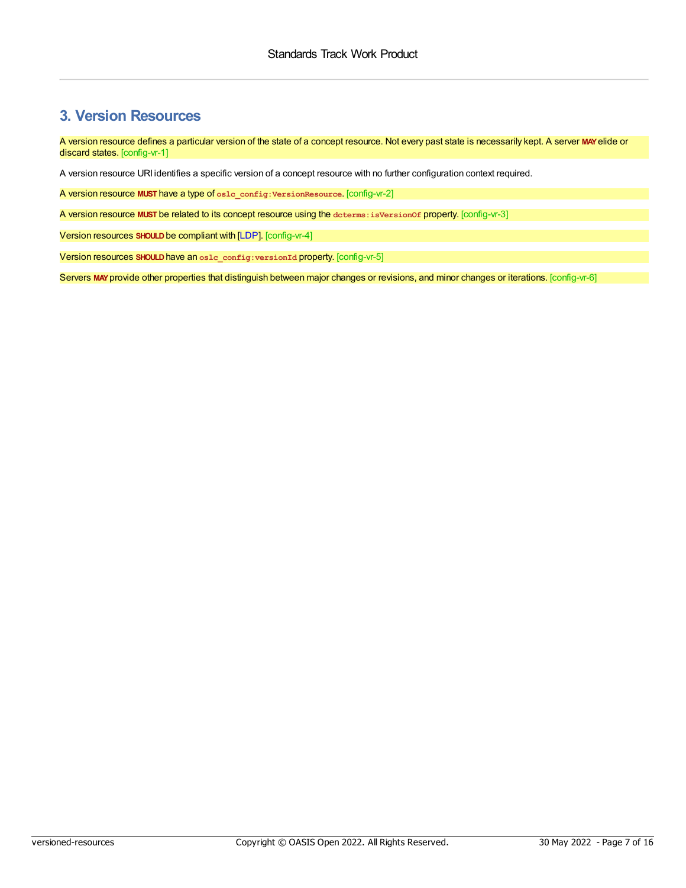# 3. Version Resources

A version resource defines a particular version of the state of a concept resource. Not every past state is necessarily kept. A server **MAY** elide or discard states. [config-vr-1]

A version resource URI identifies a specific version of a concept resource with no further configuration context required.

A version resource **MUST** have a type of `oslc_config:VersionResource`. [config-vr-2]

A version resource **MUST** be related to its concept resource using the `dcterms:isVersionOf` property. [config-vr-3]

Version resources **SHOULD** be compliant with [LDP]. [config-vr-4]

Version resources **SHOULD** have an `oslc_config:versionId` property. [config-vr-5]

Servers **MAY** provide other properties that distinguish between major changes or revisions, and minor changes or iterations. [config-vr-6]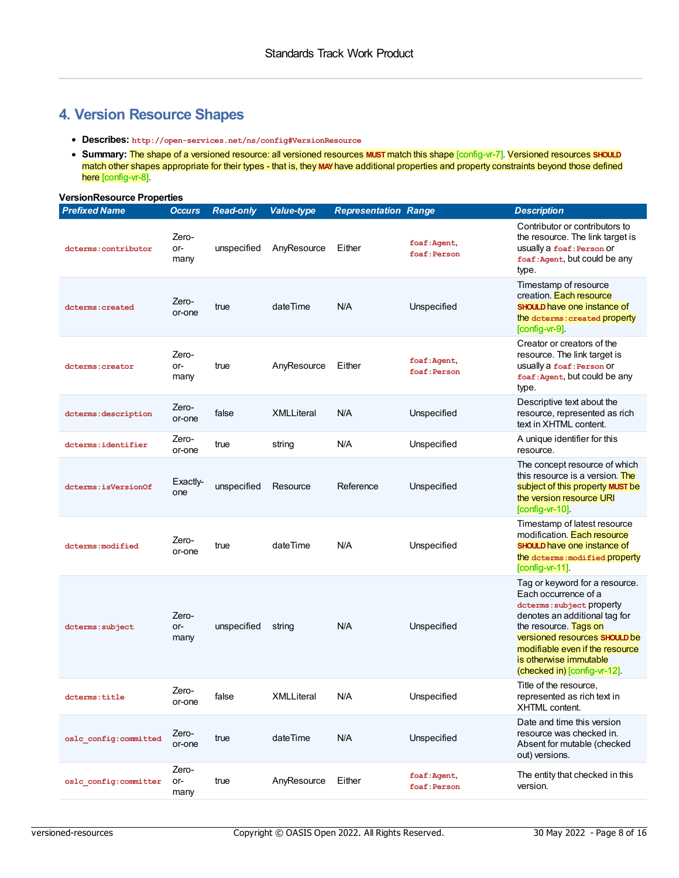## 4. Version Resource Shapes

- **Describes:** `http://open-services.net/ns/config#VersionResource`
- **Summary:** The shape of a versioned resource: all versioned resources MUST match this shape [config-vr-7]. Versioned resources SHOULD match other shapes appropriate for their types - that is, they MAY have additional properties and property constraints beyond those defined here [config-vr-8].

**VersionResource Properties**

| *Prefixed Name* | *Occurs* | *Read-only* | *Value-type* | *Representation* | *Range* | *Description* |
|---|---|---|---|---|---|---|
| `dcterms:contributor` | Zero-or-many | unspecified | AnyResource | Either | `foaf:Agent`, `foaf:Person` | Contributor or contributors to the resource. The link target is usually a `foaf:Person` or `foaf:Agent`, but could be any type. |
| `dcterms:created` | Zero-or-one | true | dateTime | N/A | Unspecified | Timestamp of resource creation. Each resource SHOULD have one instance of the `dcterms:created` property [config-vr-9]. |
| `dcterms:creator` | Zero-or-many | true | AnyResource | Either | `foaf:Agent`, `foaf:Person` | Creator or creators of the resource. The link target is usually a `foaf:Person` or `foaf:Agent`, but could be any type. |
| `dcterms:description` | Zero-or-one | false | XMLLiteral | N/A | Unspecified | Descriptive text about the resource, represented as rich text in XHTML content. |
| `dcterms:identifier` | Zero-or-one | true | string | N/A | Unspecified | A unique identifier for this resource. |
| `dcterms:isVersionOf` | Exactly-one | unspecified | Resource | Reference | Unspecified | The concept resource of which this resource is a version. The subject of this property MUST be the version resource URI [config-vr-10]. |
| `dcterms:modified` | Zero-or-one | true | dateTime | N/A | Unspecified | Timestamp of latest resource modification. Each resource SHOULD have one instance of the `dcterms:modified` property [config-vr-11]. |
| `dcterms:subject` | Zero-or-many | unspecified | string | N/A | Unspecified | Tag or keyword for a resource. Each occurrence of a `dcterms:subject` property denotes an additional tag for the resource. Tags on versioned resources SHOULD be modifiable even if the resource is otherwise immutable (checked in) [config-vr-12]. |
| `dcterms:title` | Zero-or-one | false | XMLLiteral | N/A | Unspecified | Title of the resource, represented as rich text in XHTML content. |
| `oslc_config:committed` | Zero-or-one | true | dateTime | N/A | Unspecified | Date and time this version resource was checked in. Absent for mutable (checked out) versions. |
| `oslc_config:committer` | Zero-or-many | true | AnyResource | Either | `foaf:Agent`, `foaf:Person` | The entity that checked in this version. |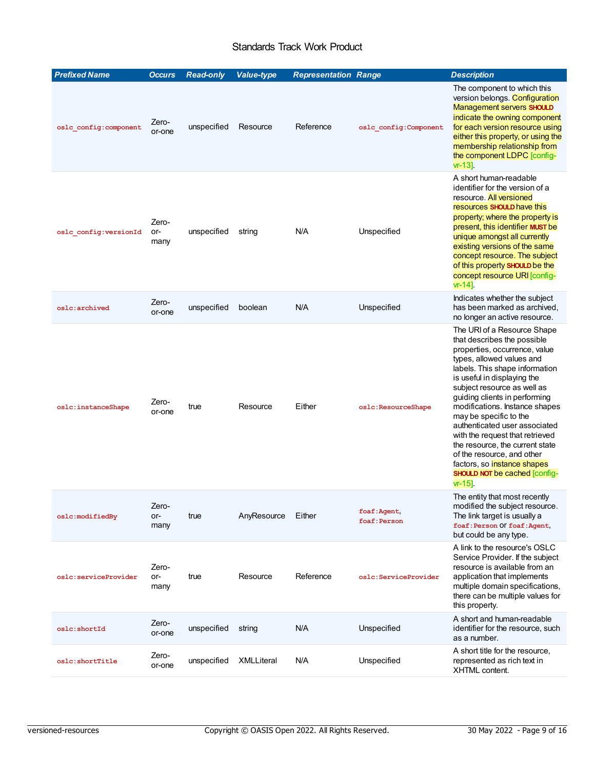| Prefixed Name | Occurs | Read-only | Value-type | Representation | Range | Description |
|---|---|---|---|---|---|---|
| `oslc_config:component` | Zero-or-one | unspecified | Resource | Reference | `oslc_config:Component` | The component to which this version belongs. Configuration Management servers **SHOULD** indicate the owning component for each version resource using either this property, or using the membership relationship from the component LDPC [config-vr-13]. |
| `oslc_config:versionId` | Zero-or-many | unspecified | string | N/A | Unspecified | A short human-readable identifier for the version of a resource. All versioned resources **SHOULD** have this property; where the property is present, this identifier **MUST** be unique amongst all currently existing versions of the same concept resource. The subject of this property **SHOULD** be the concept resource URI [config-vr-14]. |
| `oslc:archived` | Zero-or-one | unspecified | boolean | N/A | Unspecified | Indicates whether the subject has been marked as archived, no longer an active resource. |
| `oslc:instanceShape` | Zero-or-one | true | Resource | Either | `oslc:ResourceShape` | The URI of a Resource Shape that describes the possible properties, occurrence, value types, allowed values and labels. This shape information is useful in displaying the subject resource as well as guiding clients in performing modifications. Instance shapes may be specific to the authenticated user associated with the request that retrieved the resource, the current state of the resource, and other factors, so instance shapes **SHOULD NOT** be cached [config-vr-15]. |
| `oslc:modifiedBy` | Zero-or-many | true | AnyResource | Either | `foaf:Agent`, `foaf:Person` | The entity that most recently modified the subject resource. The link target is usually a `foaf:Person` or `foaf:Agent`, but could be any type. |
| `oslc:serviceProvider` | Zero-or-many | true | Resource | Reference | `oslc:ServiceProvider` | A link to the resource's OSLC Service Provider. If the subject resource is available from an application that implements multiple domain specifications, there can be multiple values for this property. |
| `oslc:shortId` | Zero-or-one | unspecified | string | N/A | Unspecified | A short and human-readable identifier for the resource, such as a number. |
| `oslc:shortTitle` | Zero-or-one | unspecified | XMLLiteral | N/A | Unspecified | A short title for the resource, represented as rich text in XHTML content. |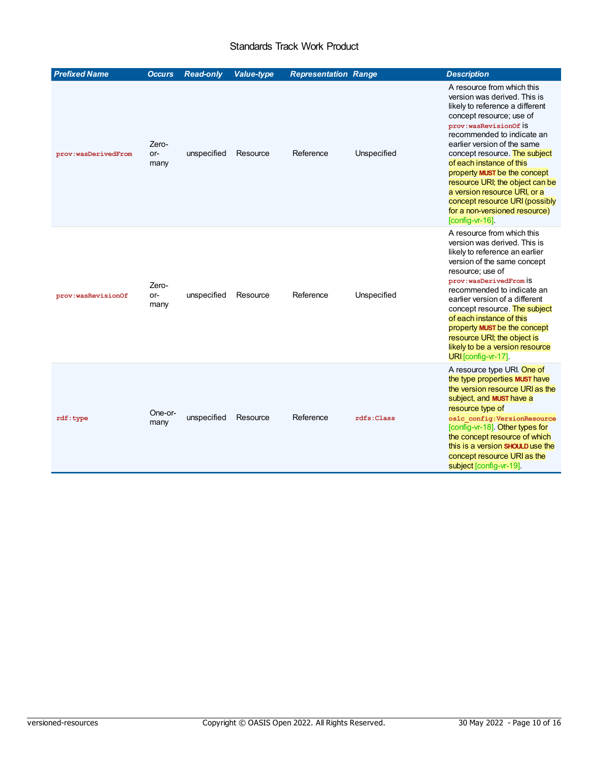| Prefixed Name | Occurs | Read-only | Value-type | Representation | Range | Description |
|---|---|---|---|---|---|---|
| `prov:wasDerivedFrom` | Zero-or-many | unspecified | Resource | Reference | Unspecified | A resource from which this version was derived. This is likely to reference a different concept resource; use of `prov:wasRevisionOf` is recommended to indicate an earlier version of the same concept resource. The subject of each instance of this property **MUST** be the concept resource URI; the object can be a version resource URI, or a concept resource URI (possibly for a non-versioned resource) [config-vr-16]. |
| `prov:wasRevisionOf` | Zero-or-many | unspecified | Resource | Reference | Unspecified | A resource from which this version was derived. This is likely to reference an earlier version of the same concept resource; use of `prov:wasDerivedFrom` is recommended to indicate an earlier version of a different concept resource. The subject of each instance of this property **MUST** be the concept resource URI; the object is likely to be a version resource URI [config-vr-17]. |
| `rdf:type` | One-or-many | unspecified | Resource | Reference | `rdfs:Class` | A resource type URI. One of the type properties **MUST** have the version resource URI as the subject, and **MUST** have a resource type of `oslc_config:VersionResource` [config-vr-18]. Other types for the concept resource of which this is a version **SHOULD** use the concept resource URI as the subject [config-vr-19]. |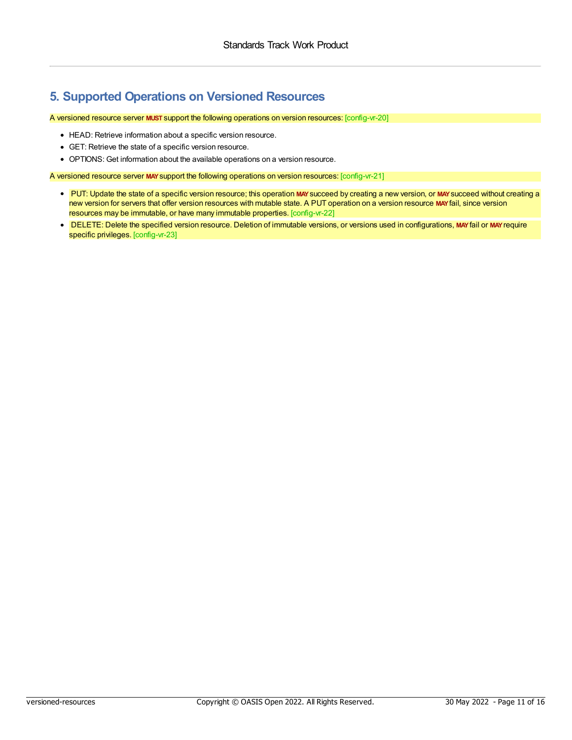## 5. Supported Operations on Versioned Resources

A versioned resource server **MUST** support the following operations on version resources: [config-vr-20]

- HEAD: Retrieve information about a specific version resource.
- GET: Retrieve the state of a specific version resource.
- OPTIONS: Get information about the available operations on a version resource.

A versioned resource server **MAY** support the following operations on version resources: [config-vr-21]

- PUT: Update the state of a specific version resource; this operation **MAY** succeed by creating a new version, or **MAY** succeed without creating a new version for servers that offer version resources with mutable state. A PUT operation on a version resource **MAY** fail, since version resources may be immutable, or have many immutable properties. [config-vr-22]
- DELETE: Delete the specified version resource. Deletion of immutable versions, or versions used in configurations, **MAY** fail or **MAY** require specific privileges. [config-vr-23]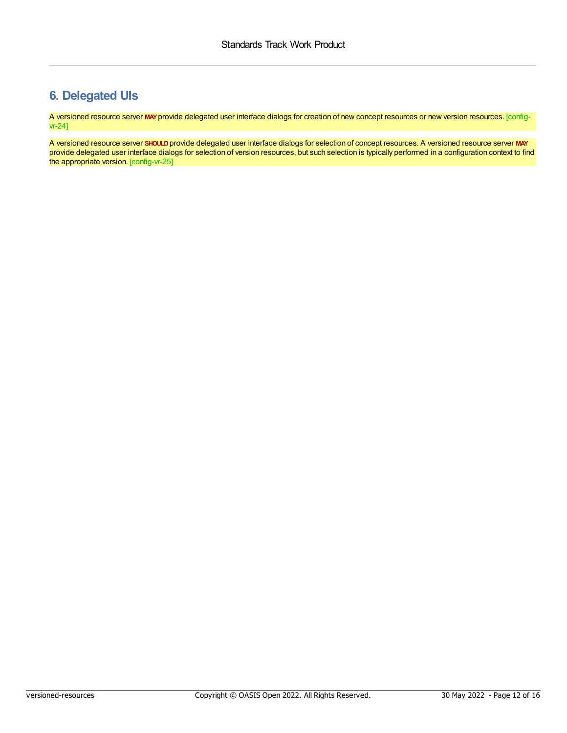# 6. Delegated UIs

A versioned resource server **MAY** provide delegated user interface dialogs for creation of new concept resources or new version resources. [config-vr-24]

A versioned resource server **SHOULD** provide delegated user interface dialogs for selection of concept resources. A versioned resource server **MAY** provide delegated user interface dialogs for selection of version resources, but such selection is typically performed in a configuration context to find the appropriate version. [config-vr-25]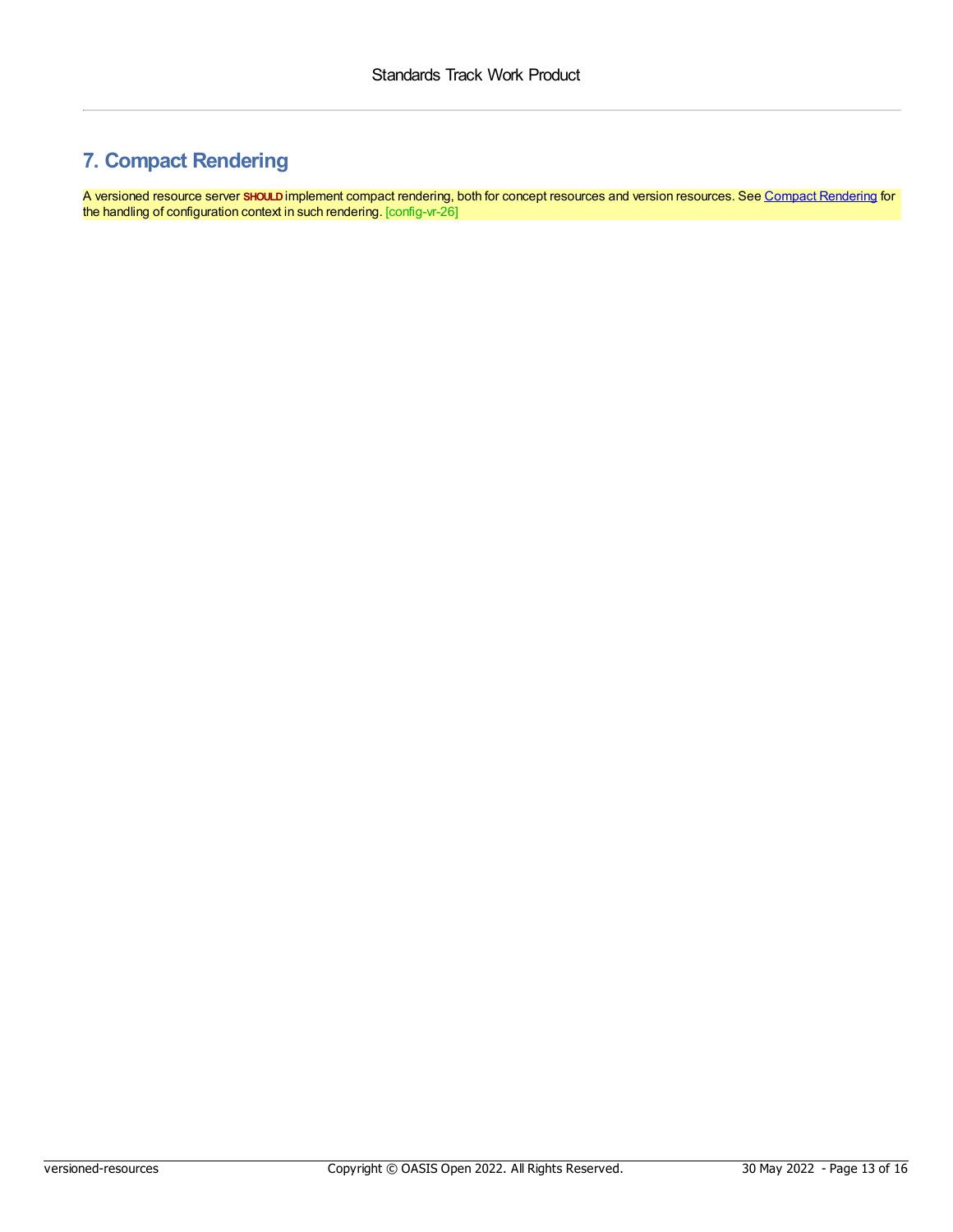## 7. Compact Rendering

A versioned resource server **SHOULD** implement compact rendering, both for concept resources and version resources. See Compact Rendering for the handling of configuration context in such rendering. [config-vr-26]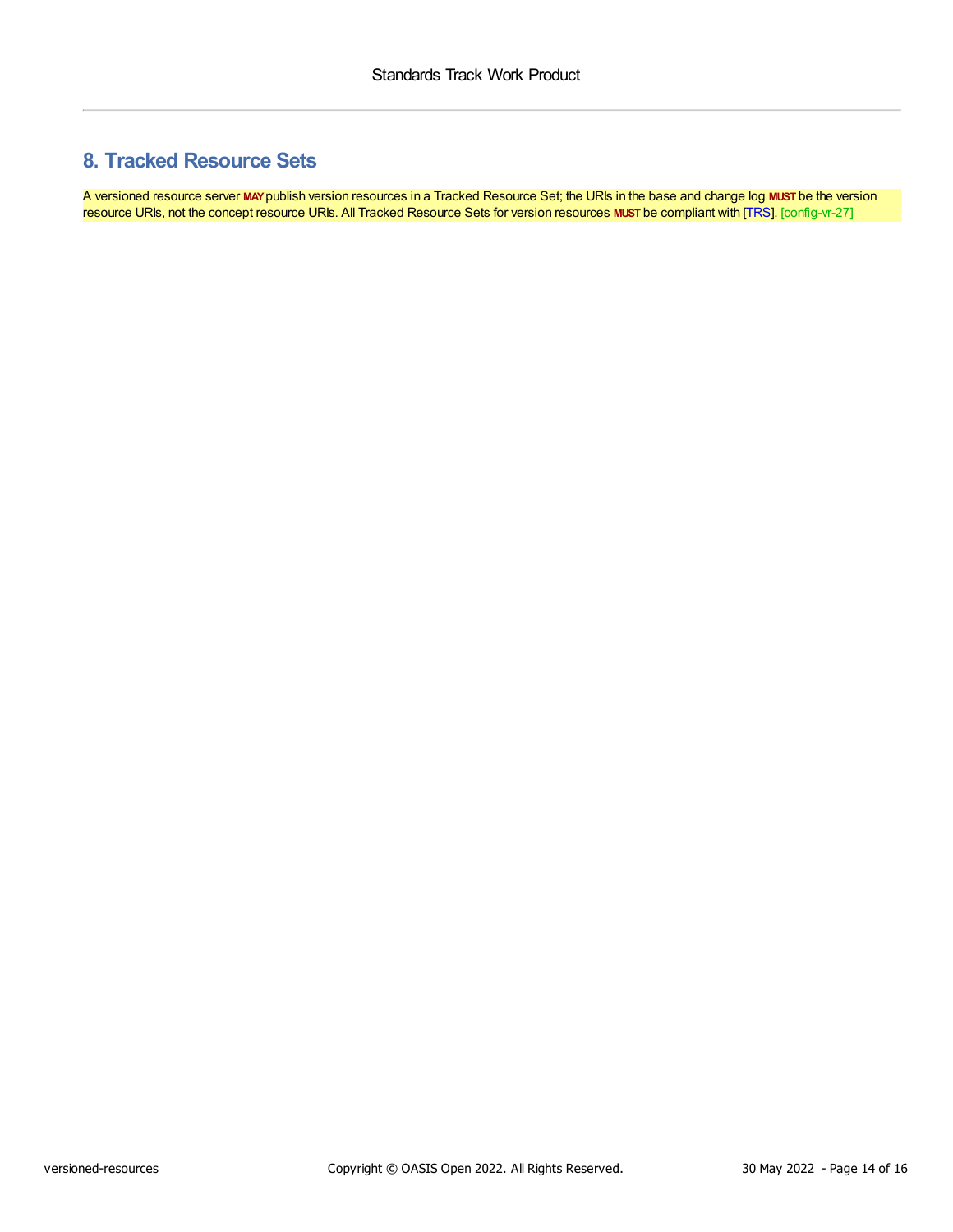## 8. Tracked Resource Sets

A versioned resource server **MAY** publish version resources in a Tracked Resource Set; the URIs in the base and change log **MUST** be the version resource URIs, not the concept resource URIs. All Tracked Resource Sets for version resources **MUST** be compliant with [TRS]. [config-vr-27]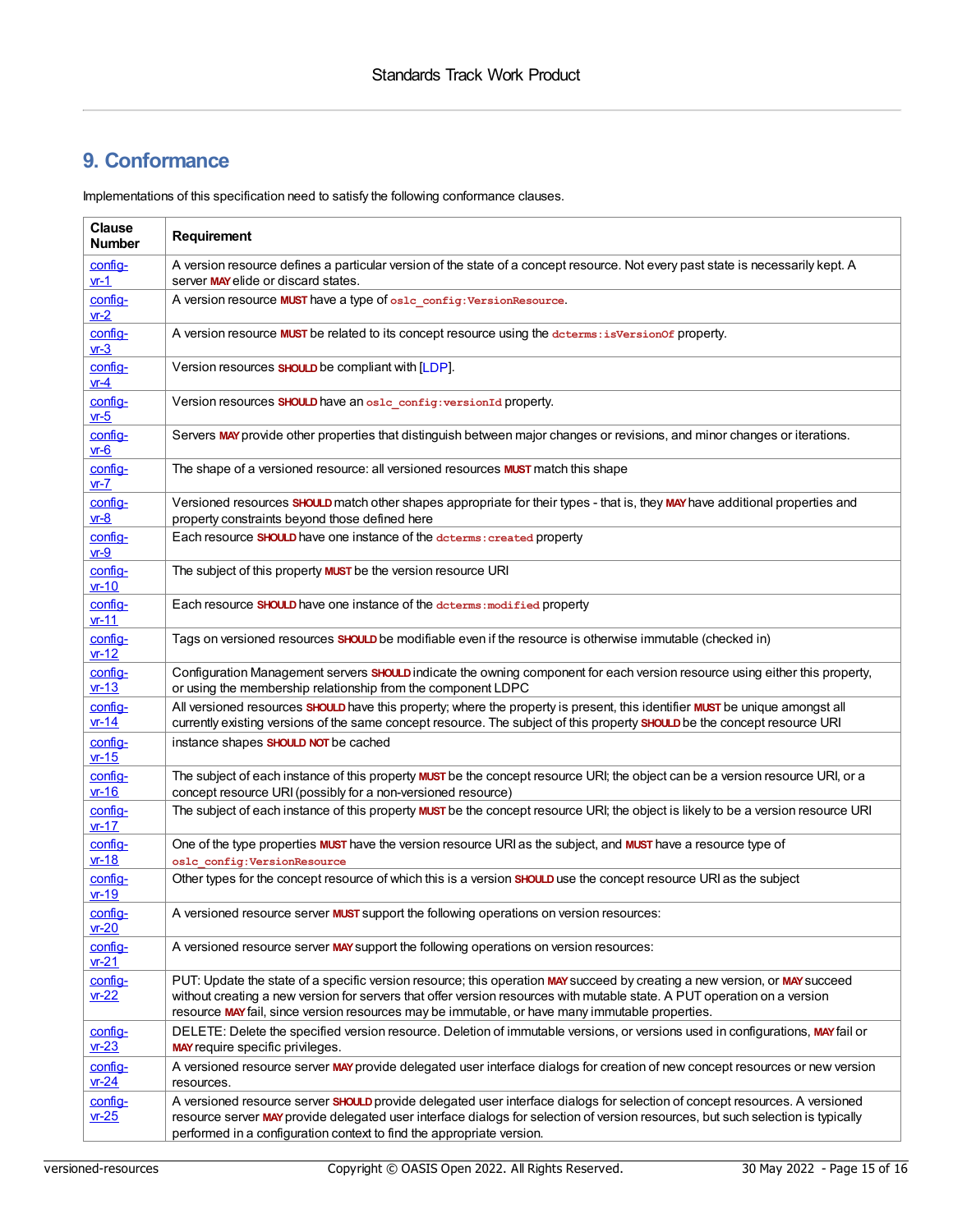## 9. Conformance

Implementations of this specification need to satisfy the following conformance clauses.

| Clause Number | Requirement |
|---|---|
| config-vr-1 | A version resource defines a particular version of the state of a concept resource. Not every past state is necessarily kept. A server **MAY** elide or discard states. |
| config-vr-2 | A version resource **MUST** have a type of `oslc_config:VersionResource`. |
| config-vr-3 | A version resource **MUST** be related to its concept resource using the `dcterms:isVersionOf` property. |
| config-vr-4 | Version resources **SHOULD** be compliant with [LDP]. |
| config-vr-5 | Version resources **SHOULD** have an `oslc_config:versionId` property. |
| config-vr-6 | Servers **MAY** provide other properties that distinguish between major changes or revisions, and minor changes or iterations. |
| config-vr-7 | The shape of a versioned resource: all versioned resources **MUST** match this shape |
| config-vr-8 | Versioned resources **SHOULD** match other shapes appropriate for their types - that is, they **MAY** have additional properties and property constraints beyond those defined here |
| config-vr-9 | Each resource **SHOULD** have one instance of the `dcterms:created` property |
| config-vr-10 | The subject of this property **MUST** be the version resource URI |
| config-vr-11 | Each resource **SHOULD** have one instance of the `dcterms:modified` property |
| config-vr-12 | Tags on versioned resources **SHOULD** be modifiable even if the resource is otherwise immutable (checked in) |
| config-vr-13 | Configuration Management servers **SHOULD** indicate the owning component for each version resource using either this property, or using the membership relationship from the component LDPC |
| config-vr-14 | All versioned resources **SHOULD** have this property; where the property is present, this identifier **MUST** be unique amongst all currently existing versions of the same concept resource. The subject of this property **SHOULD** be the concept resource URI |
| config-vr-15 | instance shapes **SHOULD NOT** be cached |
| config-vr-16 | The subject of each instance of this property **MUST** be the concept resource URI; the object can be a version resource URI, or a concept resource URI (possibly for a non-versioned resource) |
| config-vr-17 | The subject of each instance of this property **MUST** be the concept resource URI; the object is likely to be a version resource URI |
| config-vr-18 | One of the type properties **MUST** have the version resource URI as the subject, and **MUST** have a resource type of `oslc_config:VersionResource` |
| config-vr-19 | Other types for the concept resource of which this is a version **SHOULD** use the concept resource URI as the subject |
| config-vr-20 | A versioned resource server **MUST** support the following operations on version resources: |
| config-vr-21 | A versioned resource server **MAY** support the following operations on version resources: |
| config-vr-22 | PUT: Update the state of a specific version resource; this operation **MAY** succeed by creating a new version, or **MAY** succeed without creating a new version for servers that offer version resources with mutable state. A PUT operation on a version resource **MAY** fail, since version resources may be immutable, or have many immutable properties. |
| config-vr-23 | DELETE: Delete the specified version resource. Deletion of immutable versions, or versions used in configurations, **MAY** fail or **MAY** require specific privileges. |
| config-vr-24 | A versioned resource server **MAY** provide delegated user interface dialogs for creation of new concept resources or new version resources. |
| config-vr-25 | A versioned resource server **SHOULD** provide delegated user interface dialogs for selection of concept resources. A versioned resource server **MAY** provide delegated user interface dialogs for selection of version resources, but such selection is typically performed in a configuration context to find the appropriate version. |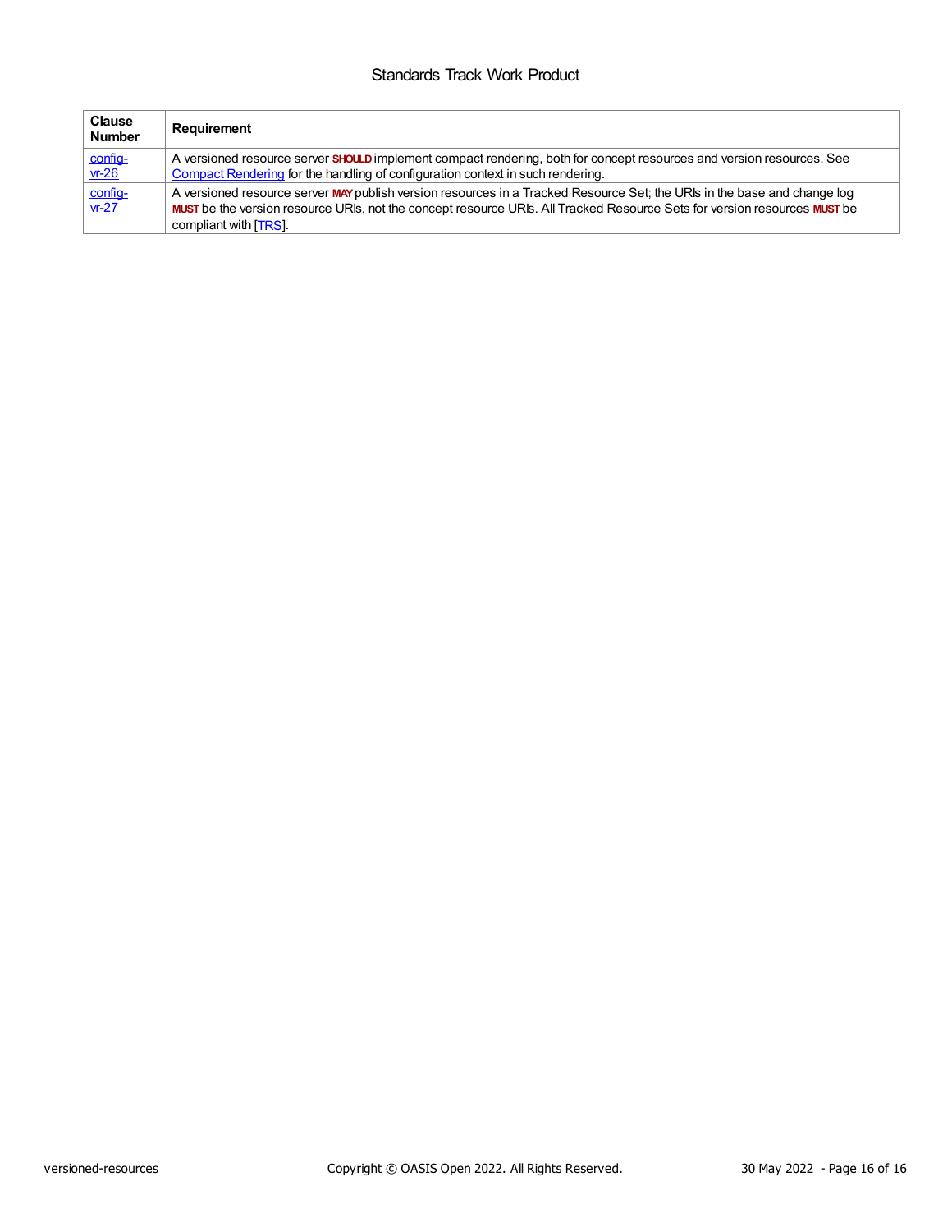| Clause Number | Requirement |
| --- | --- |
| config-vr-26 | A versioned resource server **SHOULD** implement compact rendering, both for concept resources and version resources. See Compact Rendering for the handling of configuration context in such rendering. |
| config-vr-27 | A versioned resource server **MAY** publish version resources in a Tracked Resource Set; the URIs in the base and change log **MUST** be the version resource URIs, not the concept resource URIs. All Tracked Resource Sets for version resources **MUST** be compliant with [TRS]. |